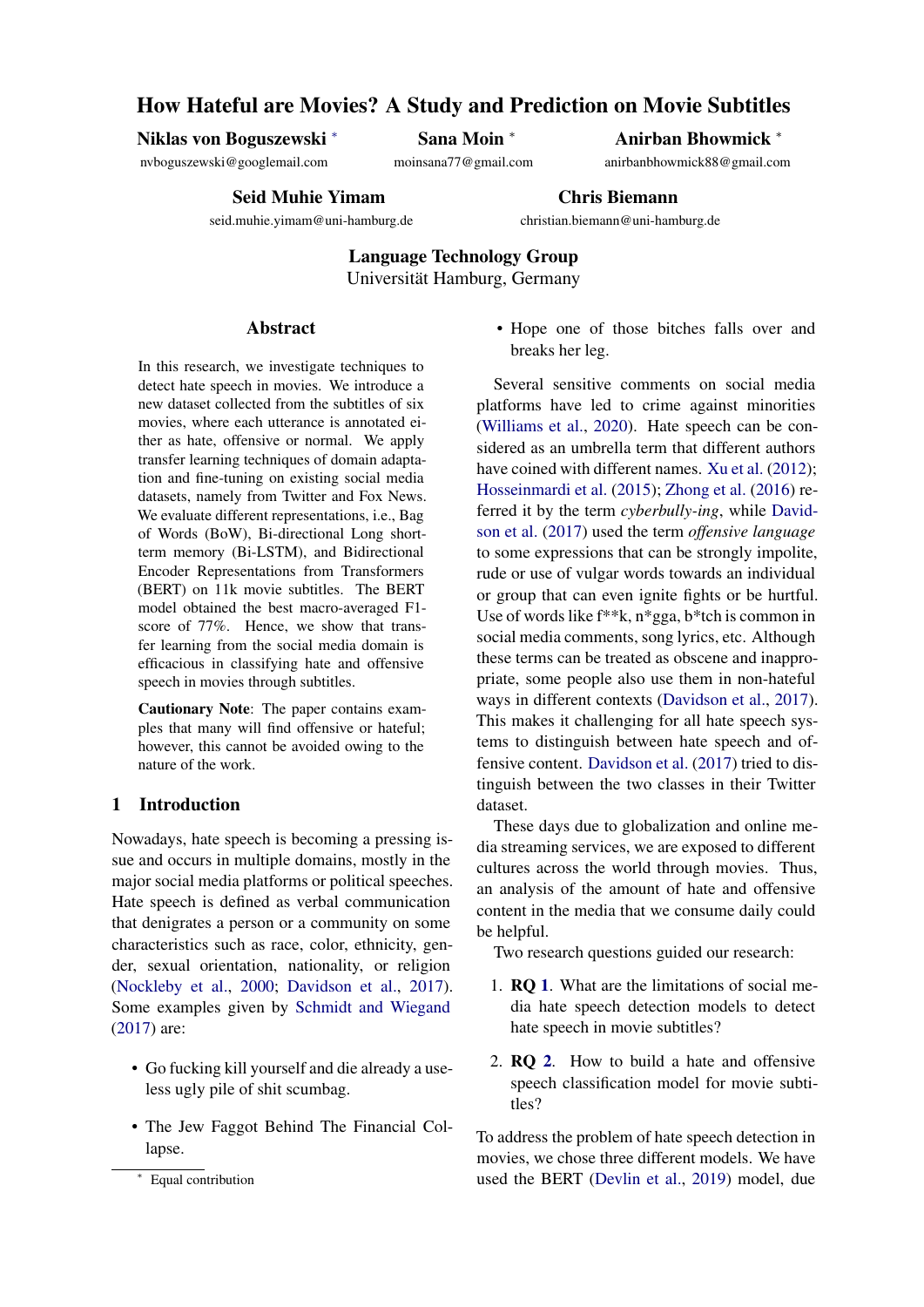# How Hateful are Movies? A Study and Prediction on Movie Subtitles

**Niklas von Boguszewski** * — nvboguszewski@googlemail.com
**Sana Moin** * — moinsana77@gmail.com
**Anirban Bhowmick** * — anirbanbhowmick88@gmail.com

**Seid Muhie Yimam** — seid.muhie.yimam@uni-hamburg.de
**Chris Biemann** — christian.biemann@uni-hamburg.de

**Language Technology Group**
Universität Hamburg, Germany

## Abstract

In this research, we investigate techniques to detect hate speech in movies. We introduce a new dataset collected from the subtitles of six movies, where each utterance is annotated either as hate, offensive or normal. We apply transfer learning techniques of domain adaptation and fine-tuning on existing social media datasets, namely from Twitter and Fox News. We evaluate different representations, i.e., Bag of Words (BoW), Bi-directional Long short-term memory (Bi-LSTM), and Bidirectional Encoder Representations from Transformers (BERT) on 11k movie subtitles. The BERT model obtained the best macro-averaged F1-score of 77%. Hence, we show that transfer learning from the social media domain is efficacious in classifying hate and offensive speech in movies through subtitles.

**Cautionary Note**: The paper contains examples that many will find offensive or hateful; however, this cannot be avoided owing to the nature of the work.

## 1 Introduction

Nowadays, hate speech is becoming a pressing issue and occurs in multiple domains, mostly in the major social media platforms or political speeches. Hate speech is defined as verbal communication that denigrates a person or a community on some characteristics such as race, color, ethnicity, gender, sexual orientation, nationality, or religion (Nockleby et al., 2000; Davidson et al., 2017). Some examples given by Schmidt and Wiegand (2017) are:

- Go fucking kill yourself and die already a useless ugly pile of shit scumbag.
- The Jew Faggot Behind The Financial Collapse.
- Hope one of those bitches falls over and breaks her leg.

Several sensitive comments on social media platforms have led to crime against minorities (Williams et al., 2020). Hate speech can be considered as an umbrella term that different authors have coined with different names. Xu et al. (2012); Hosseinmardi et al. (2015); Zhong et al. (2016) referred it by the term *cyberbully-ing*, while Davidson et al. (2017) used the term *offensive language* to some expressions that can be strongly impolite, rude or use of vulgar words towards an individual or group that can even ignite fights or be hurtful. Use of words like f**k, n*gga, b*tch is common in social media comments, song lyrics, etc. Although these terms can be treated as obscene and inappropriate, some people also use them in non-hateful ways in different contexts (Davidson et al., 2017). This makes it challenging for all hate speech systems to distinguish between hate speech and offensive content. Davidson et al. (2017) tried to distinguish between the two classes in their Twitter dataset.

These days due to globalization and online media streaming services, we are exposed to different cultures across the world through movies. Thus, an analysis of the amount of hate and offensive content in the media that we consume daily could be helpful.

Two research questions guided our research:

1. **RQ 1**. What are the limitations of social media hate speech detection models to detect hate speech in movie subtitles?
2. **RQ 2**. How to build a hate and offensive speech classification model for movie subtitles?

To address the problem of hate speech detection in movies, we chose three different models. We have used the BERT (Devlin et al., 2019) model, due

---

* Equal contribution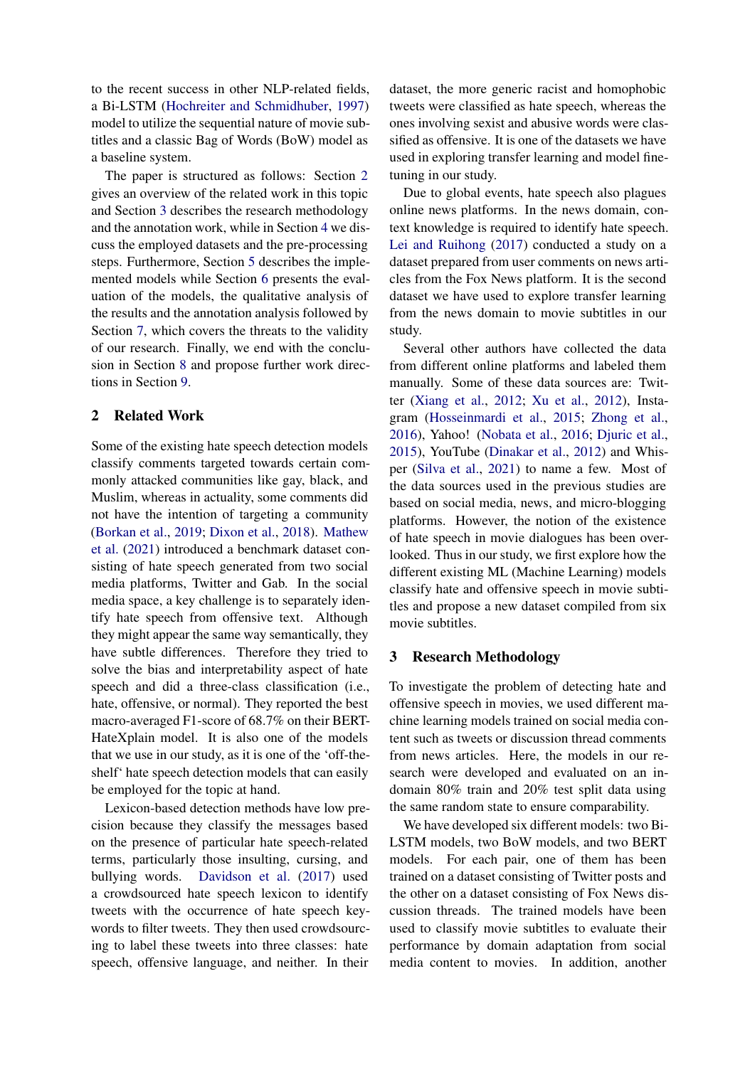to the recent success in other NLP-related fields, a Bi-LSTM (Hochreiter and Schmidhuber, 1997) model to utilize the sequential nature of movie subtitles and a classic Bag of Words (BoW) model as a baseline system.

The paper is structured as follows: Section 2 gives an overview of the related work in this topic and Section 3 describes the research methodology and the annotation work, while in Section 4 we discuss the employed datasets and the pre-processing steps. Furthermore, Section 5 describes the implemented models while Section 6 presents the evaluation of the models, the qualitative analysis of the results and the annotation analysis followed by Section 7, which covers the threats to the validity of our research. Finally, we end with the conclusion in Section 8 and propose further work directions in Section 9.

## 2 Related Work

Some of the existing hate speech detection models classify comments targeted towards certain commonly attacked communities like gay, black, and Muslim, whereas in actuality, some comments did not have the intention of targeting a community (Borkan et al., 2019; Dixon et al., 2018). Mathew et al. (2021) introduced a benchmark dataset consisting of hate speech generated from two social media platforms, Twitter and Gab. In the social media space, a key challenge is to separately identify hate speech from offensive text. Although they might appear the same way semantically, they have subtle differences. Therefore they tried to solve the bias and interpretability aspect of hate speech and did a three-class classification (i.e., hate, offensive, or normal). They reported the best macro-averaged F1-score of 68.7% on their BERT-HateXplain model. It is also one of the models that we use in our study, as it is one of the 'off-the-shelf' hate speech detection models that can easily be employed for the topic at hand.

Lexicon-based detection methods have low precision because they classify the messages based on the presence of particular hate speech-related terms, particularly those insulting, cursing, and bullying words. Davidson et al. (2017) used a crowdsourced hate speech lexicon to identify tweets with the occurrence of hate speech keywords to filter tweets. They then used crowdsourcing to label these tweets into three classes: hate speech, offensive language, and neither. In their dataset, the more generic racist and homophobic tweets were classified as hate speech, whereas the ones involving sexist and abusive words were classified as offensive. It is one of the datasets we have used in exploring transfer learning and model fine-tuning in our study.

Due to global events, hate speech also plagues online news platforms. In the news domain, context knowledge is required to identify hate speech. Lei and Ruihong (2017) conducted a study on a dataset prepared from user comments on news articles from the Fox News platform. It is the second dataset we have used to explore transfer learning from the news domain to movie subtitles in our study.

Several other authors have collected the data from different online platforms and labeled them manually. Some of these data sources are: Twitter (Xiang et al., 2012; Xu et al., 2012), Instagram (Hosseinmardi et al., 2015; Zhong et al., 2016), Yahoo! (Nobata et al., 2016; Djuric et al., 2015), YouTube (Dinakar et al., 2012) and Whisper (Silva et al., 2021) to name a few. Most of the data sources used in the previous studies are based on social media, news, and micro-blogging platforms. However, the notion of the existence of hate speech in movie dialogues has been overlooked. Thus in our study, we first explore how the different existing ML (Machine Learning) models classify hate and offensive speech in movie subtitles and propose a new dataset compiled from six movie subtitles.

## 3 Research Methodology

To investigate the problem of detecting hate and offensive speech in movies, we used different machine learning models trained on social media content such as tweets or discussion thread comments from news articles. Here, the models in our research were developed and evaluated on an in-domain 80% train and 20% test split data using the same random state to ensure comparability.

We have developed six different models: two Bi-LSTM models, two BoW models, and two BERT models. For each pair, one of them has been trained on a dataset consisting of Twitter posts and the other on a dataset consisting of Fox News discussion threads. The trained models have been used to classify movie subtitles to evaluate their performance by domain adaptation from social media content to movies. In addition, another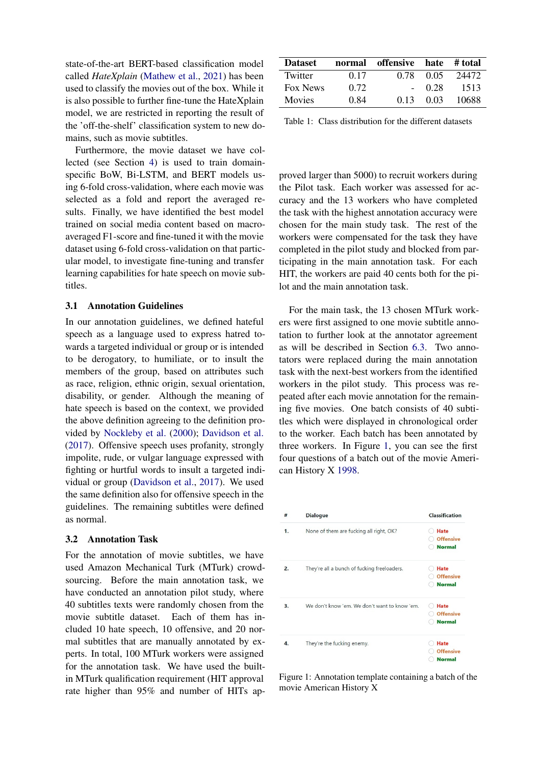state-of-the-art BERT-based classification model called *HateXplain* (Mathew et al., 2021) has been used to classify the movies out of the box. While it is also possible to further fine-tune the HateXplain model, we are restricted in reporting the result of the 'off-the-shelf' classification system to new domains, such as movie subtitles.

Furthermore, the movie dataset we have collected (see Section 4) is used to train domain-specific BoW, Bi-LSTM, and BERT models using 6-fold cross-validation, where each movie was selected as a fold and report the averaged results. Finally, we have identified the best model trained on social media content based on macro-averaged F1-score and fine-tuned it with the movie dataset using 6-fold cross-validation on that particular model, to investigate fine-tuning and transfer learning capabilities for hate speech on movie subtitles.

### 3.1 Annotation Guidelines

In our annotation guidelines, we defined hateful speech as a language used to express hatred towards a targeted individual or group or is intended to be derogatory, to humiliate, or to insult the members of the group, based on attributes such as race, religion, ethnic origin, sexual orientation, disability, or gender. Although the meaning of hate speech is based on the context, we provided the above definition agreeing to the definition provided by Nockleby et al. (2000); Davidson et al. (2017). Offensive speech uses profanity, strongly impolite, rude, or vulgar language expressed with fighting or hurtful words to insult a targeted individual or group (Davidson et al., 2017). We used the same definition also for offensive speech in the guidelines. The remaining subtitles were defined as normal.

### 3.2 Annotation Task

For the annotation of movie subtitles, we have used Amazon Mechanical Turk (MTurk) crowdsourcing. Before the main annotation task, we have conducted an annotation pilot study, where 40 subtitles texts were randomly chosen from the movie subtitle dataset. Each of them has included 10 hate speech, 10 offensive, and 20 normal subtitles that are manually annotated by experts. In total, 100 MTurk workers were assigned for the annotation task. We have used the built-in MTurk qualification requirement (HIT approval rate higher than 95% and number of HITs approved larger than 5000) to recruit workers during the Pilot task. Each worker was assessed for accuracy and the 13 workers who have completed the task with the highest annotation accuracy were chosen for the main study task. The rest of the workers were compensated for the task they have completed in the pilot study and blocked from participating in the main annotation task. For each HIT, the workers are paid 40 cents both for the pilot and the main annotation task.

| Dataset | normal | offensive | hate | # total |
|---|---|---|---|---|
| Twitter | 0.17 | 0.78 | 0.05 | 24472 |
| Fox News | 0.72 | - | 0.28 | 1513 |
| Movies | 0.84 | 0.13 | 0.03 | 10688 |

Table 1: Class distribution for the different datasets

For the main task, the 13 chosen MTurk workers were first assigned to one movie subtitle annotation to further look at the annotator agreement as will be described in Section 6.3. Two annotators were replaced during the main annotation task with the next-best workers from the identified workers in the pilot study. This process was repeated after each movie annotation for the remaining five movies. One batch consists of 40 subtitles which were displayed in chronological order to the worker. Each batch has been annotated by three workers. In Figure 1, you can see the first four questions of a batch out of the movie American History X 1998.

| # | Dialogue | Classification |
|---|---|---|
| 1. | None of them are fucking all right, OK? | ○ Hate ○ Offensive ○ Normal |
| 2. | They're all a bunch of fucking freeloaders. | ○ Hate ○ Offensive ○ Normal |
| 3. | We don't know 'em. We don't want to know 'em. | ○ Hate ○ Offensive ○ Normal |
| 4. | They're the fucking enemy. | ○ Hate ○ Offensive ○ Normal |

Figure 1: Annotation template containing a batch of the movie American History X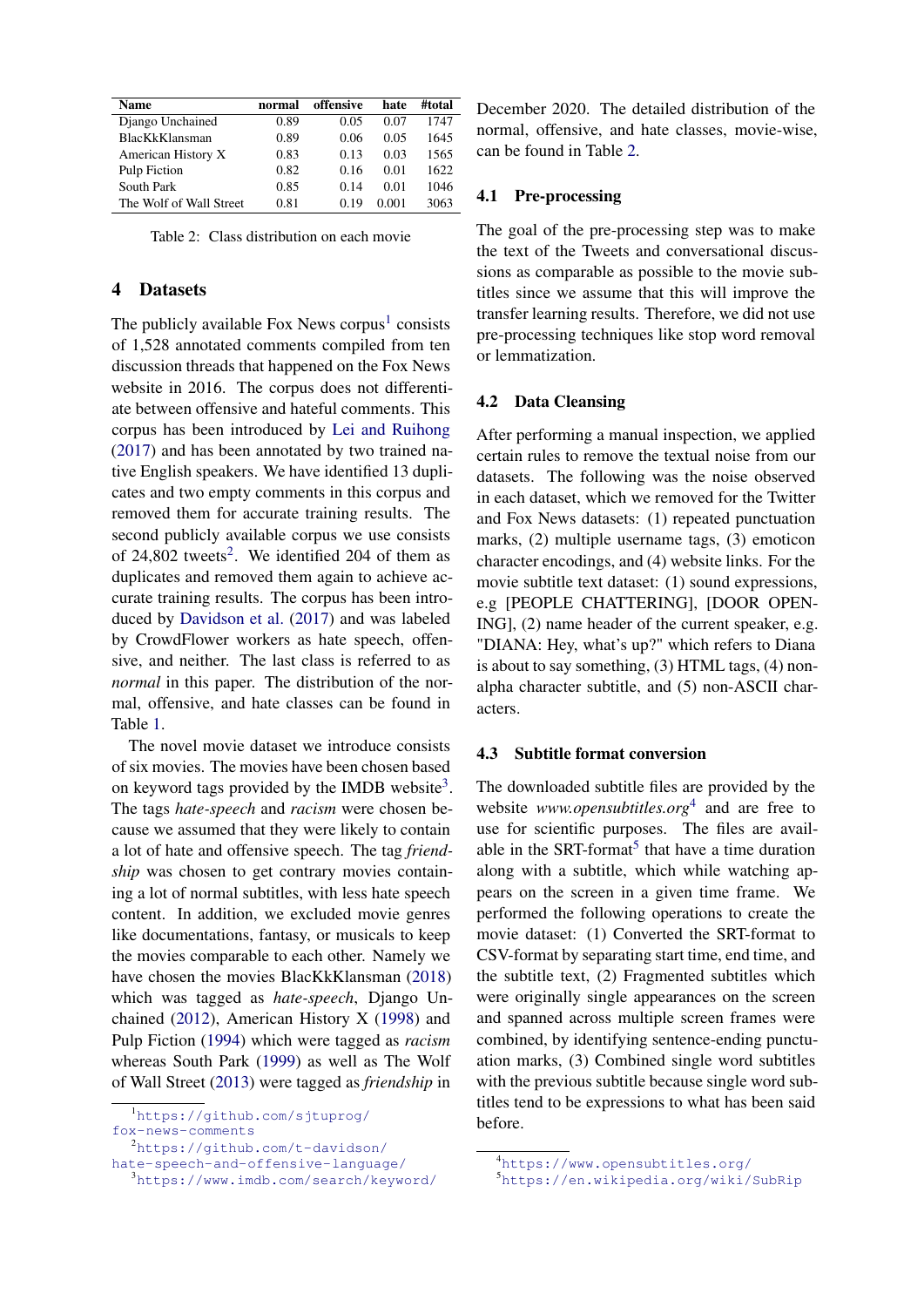| Name | normal | offensive | hate | #total |
|---|---|---|---|---|
| Django Unchained | 0.89 | 0.05 | 0.07 | 1747 |
| BlacKkKlansman | 0.89 | 0.06 | 0.05 | 1645 |
| American History X | 0.83 | 0.13 | 0.03 | 1565 |
| Pulp Fiction | 0.82 | 0.16 | 0.01 | 1622 |
| South Park | 0.85 | 0.14 | 0.01 | 1046 |
| The Wolf of Wall Street | 0.81 | 0.19 | 0.001 | 3063 |

Table 2: Class distribution on each movie

## 4 Datasets

The publicly available Fox News corpus[1] consists of 1,528 annotated comments compiled from ten discussion threads that happened on the Fox News website in 2016. The corpus does not differentiate between offensive and hateful comments. This corpus has been introduced by Lei and Ruihong (2017) and has been annotated by two trained native English speakers. We have identified 13 duplicates and two empty comments in this corpus and removed them for accurate training results. The second publicly available corpus we use consists of 24,802 tweets[2]. We identified 204 of them as duplicates and removed them again to achieve accurate training results. The corpus has been introduced by Davidson et al. (2017) and was labeled by CrowdFlower workers as hate speech, offensive, and neither. The last class is referred to as *normal* in this paper. The distribution of the normal, offensive, and hate classes can be found in Table 1.

The novel movie dataset we introduce consists of six movies. The movies have been chosen based on keyword tags provided by the IMDB website[3]. The tags *hate-speech* and *racism* were chosen because we assumed that they were likely to contain a lot of hate and offensive speech. The tag *friendship* was chosen to get contrary movies containing a lot of normal subtitles, with less hate speech content. In addition, we excluded movie genres like documentations, fantasy, or musicals to keep the movies comparable to each other. Namely we have chosen the movies BlacKkKlansman (2018) which was tagged as *hate-speech*, Django Unchained (2012), American History X (1998) and Pulp Fiction (1994) which were tagged as *racism* whereas South Park (1999) as well as The Wolf of Wall Street (2013) were tagged as *friendship* in December 2020. The detailed distribution of the normal, offensive, and hate classes, movie-wise, can be found in Table 2.

### 4.1 Pre-processing

The goal of the pre-processing step was to make the text of the Tweets and conversational discussions as comparable as possible to the movie subtitles since we assume that this will improve the transfer learning results. Therefore, we did not use pre-processing techniques like stop word removal or lemmatization.

### 4.2 Data Cleansing

After performing a manual inspection, we applied certain rules to remove the textual noise from our datasets. The following was the noise observed in each dataset, which we removed for the Twitter and Fox News datasets: (1) repeated punctuation marks, (2) multiple username tags, (3) emoticon character encodings, and (4) website links. For the movie subtitle text dataset: (1) sound expressions, e.g [PEOPLE CHATTERING], [DOOR OPENING], (2) name header of the current speaker, e.g. "DIANA: Hey, what's up?" which refers to Diana is about to say something, (3) HTML tags, (4) non-alpha character subtitle, and (5) non-ASCII characters.

### 4.3 Subtitle format conversion

The downloaded subtitle files are provided by the website *www.opensubtitles.org*[4] and are free to use for scientific purposes. The files are available in the SRT-format[5] that have a time duration along with a subtitle, which while watching appears on the screen in a given time frame. We performed the following operations to create the movie dataset: (1) Converted the SRT-format to CSV-format by separating start time, end time, and the subtitle text, (2) Fragmented subtitles which were originally single appearances on the screen and spanned across multiple screen frames were combined, by identifying sentence-ending punctuation marks, (3) Combined single word subtitles with the previous subtitle because single word subtitles tend to be expressions to what has been said before.

[1] https://github.com/sjtuprog/fox-news-comments

[2] https://github.com/t-davidson/hate-speech-and-offensive-language/

[3] https://www.imdb.com/search/keyword/

[4] https://www.opensubtitles.org/

[5] https://en.wikipedia.org/wiki/SubRip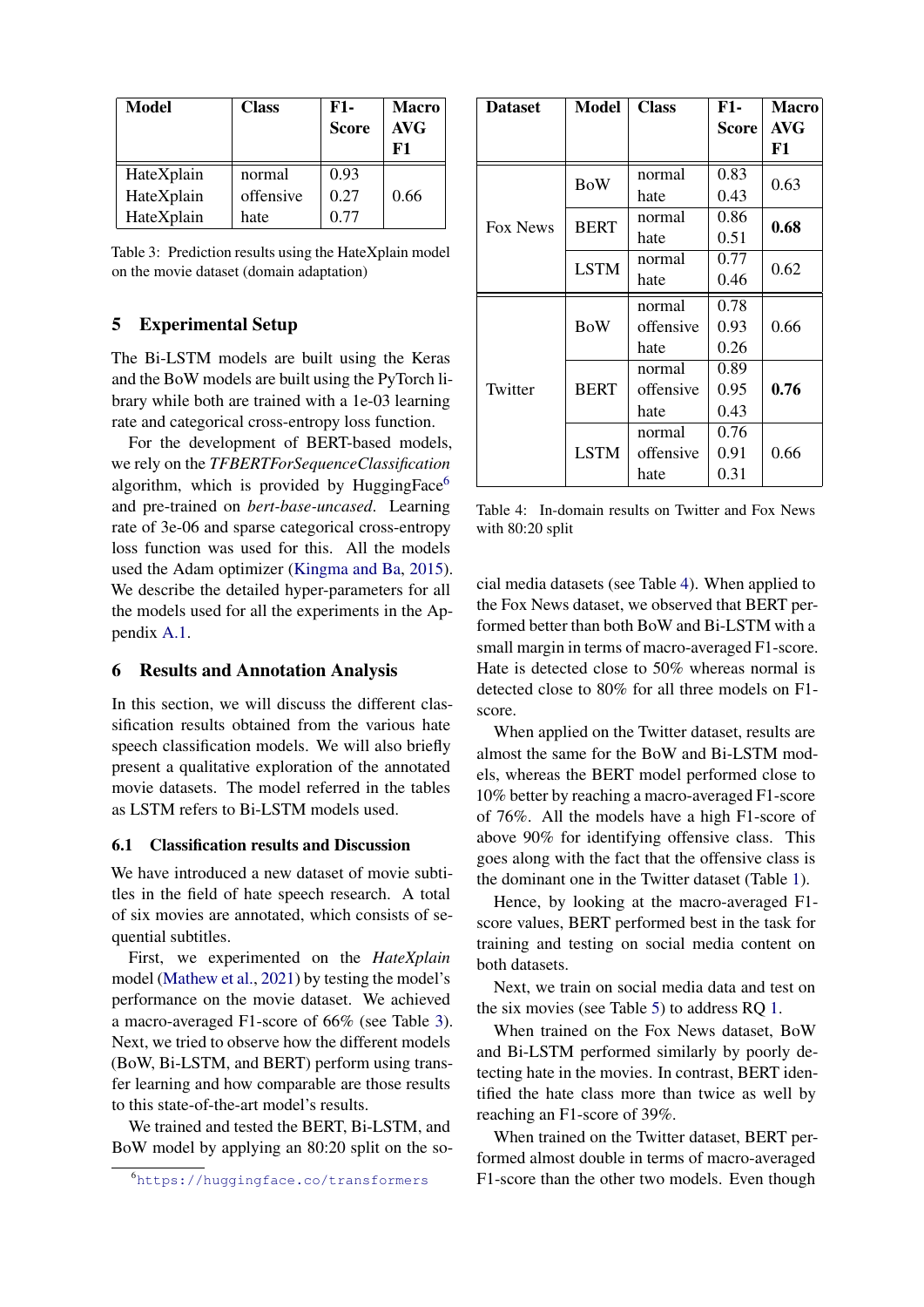| Model | Class | F1-Score | Macro AVG F1 |
|---|---|---|---|
| HateXplain | normal | 0.93 | |
| HateXplain | offensive | 0.27 | 0.66 |
| HateXplain | hate | 0.77 | |

Table 3: Prediction results using the HateXplain model on the movie dataset (domain adaptation)

## 5 Experimental Setup

The Bi-LSTM models are built using the Keras and the BoW models are built using the PyTorch library while both are trained with a 1e-03 learning rate and categorical cross-entropy loss function.

For the development of BERT-based models, we rely on the *TFBERTForSequenceClassification* algorithm, which is provided by HuggingFace[6] and pre-trained on *bert-base-uncased*. Learning rate of 3e-06 and sparse categorical cross-entropy loss function was used for this. All the models used the Adam optimizer (Kingma and Ba, 2015). We describe the detailed hyper-parameters for all the models used for all the experiments in the Appendix A.1.

## 6 Results and Annotation Analysis

In this section, we will discuss the different classification results obtained from the various hate speech classification models. We will also briefly present a qualitative exploration of the annotated movie datasets. The model referred in the tables as LSTM refers to Bi-LSTM models used.

### 6.1 Classification results and Discussion

We have introduced a new dataset of movie subtitles in the field of hate speech research. A total of six movies are annotated, which consists of sequential subtitles.

First, we experimented on the *HateXplain* model (Mathew et al., 2021) by testing the model's performance on the movie dataset. We achieved a macro-averaged F1-score of 66% (see Table 3). Next, we tried to observe how the different models (BoW, Bi-LSTM, and BERT) perform using transfer learning and how comparable are those results to this state-of-the-art model's results.

We trained and tested the BERT, Bi-LSTM, and BoW model by applying an 80:20 split on the social media datasets (see Table 4). When applied to the Fox News dataset, we observed that BERT performed better than both BoW and Bi-LSTM with a small margin in terms of macro-averaged F1-score. Hate is detected close to 50% whereas normal is detected close to 80% for all three models on F1-score.

| Dataset | Model | Class | F1-Score | Macro AVG F1 |
|---|---|---|---|---|
| Fox News | BoW | normal | 0.83 | 0.63 |
| | | hate | 0.43 | |
| | BERT | normal | 0.86 | **0.68** |
| | | hate | 0.51 | |
| | LSTM | normal | 0.77 | 0.62 |
| | | hate | 0.46 | |
| Twitter | BoW | normal | 0.78 | 0.66 |
| | | offensive | 0.93 | |
| | | hate | 0.26 | |
| | BERT | normal | 0.89 | **0.76** |
| | | offensive | 0.95 | |
| | | hate | 0.43 | |
| | LSTM | normal | 0.76 | 0.66 |
| | | offensive | 0.91 | |
| | | hate | 0.31 | |

Table 4: In-domain results on Twitter and Fox News with 80:20 split

When applied on the Twitter dataset, results are almost the same for the BoW and Bi-LSTM models, whereas the BERT model performed close to 10% better by reaching a macro-averaged F1-score of 76%. All the models have a high F1-score of above 90% for identifying offensive class. This goes along with the fact that the offensive class is the dominant one in the Twitter dataset (Table 1).

Hence, by looking at the macro-averaged F1-score values, BERT performed best in the task for training and testing on social media content on both datasets.

Next, we train on social media data and test on the six movies (see Table 5) to address RQ 1.

When trained on the Fox News dataset, BoW and Bi-LSTM performed similarly by poorly detecting hate in the movies. In contrast, BERT identified the hate class more than twice as well by reaching an F1-score of 39%.

When trained on the Twitter dataset, BERT performed almost double in terms of macro-averaged F1-score than the other two models. Even though

[6] https://huggingface.co/transformers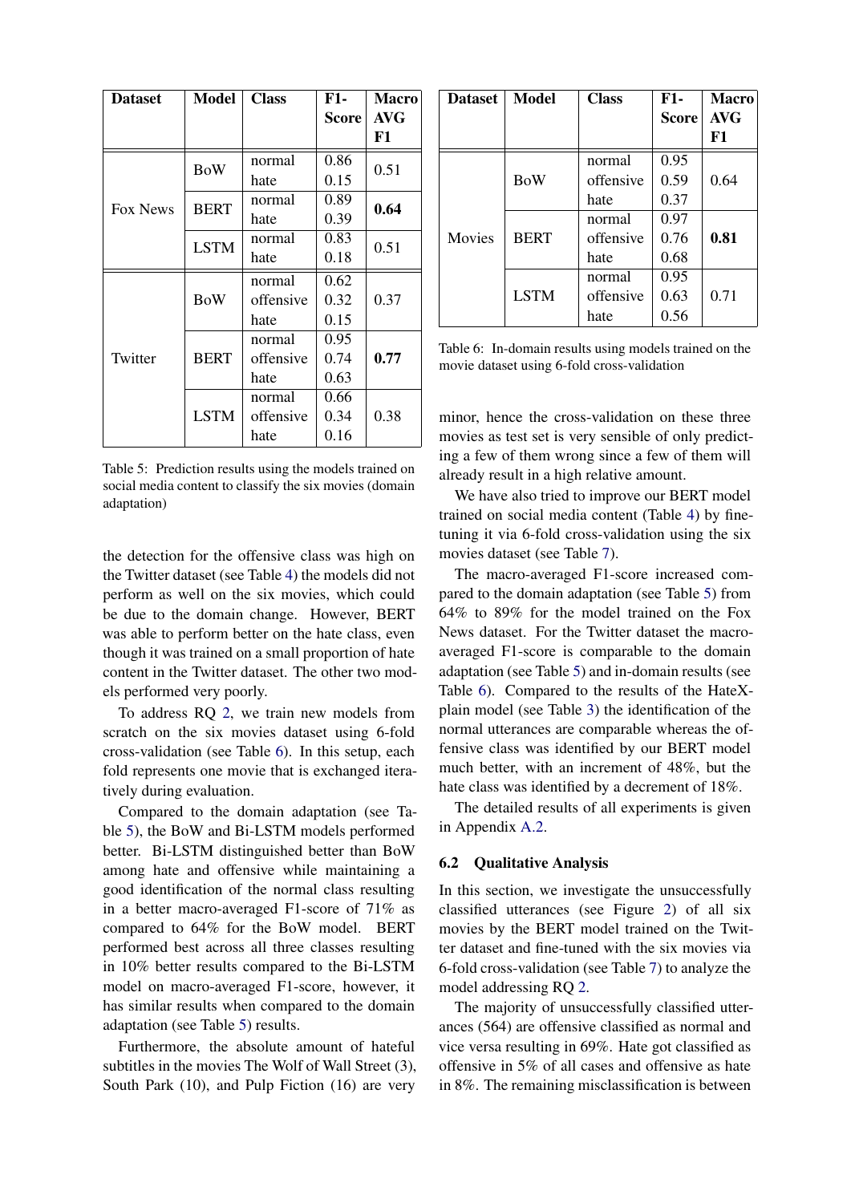| Dataset | Model | Class | F1-Score | Macro AVG F1 |
|---|---|---|---|---|
| Fox News | BoW | normal | 0.86 | 0.51 |
| | | hate | 0.15 | |
| | BERT | normal | 0.89 | **0.64** |
| | | hate | 0.39 | |
| | LSTM | normal | 0.83 | 0.51 |
| | | hate | 0.18 | |
| Twitter | BoW | normal | 0.62 | 0.37 |
| | | offensive | 0.32 | |
| | | hate | 0.15 | |
| | BERT | normal | 0.95 | **0.77** |
| | | offensive | 0.74 | |
| | | hate | 0.63 | |
| | LSTM | normal | 0.66 | 0.38 |
| | | offensive | 0.34 | |
| | | hate | 0.16 | |

Table 5: Prediction results using the models trained on social media content to classify the six movies (domain adaptation)

the detection for the offensive class was high on the Twitter dataset (see Table 4) the models did not perform as well on the six movies, which could be due to the domain change. However, BERT was able to perform better on the hate class, even though it was trained on a small proportion of hate content in the Twitter dataset. The other two models performed very poorly.

To address RQ 2, we train new models from scratch on the six movies dataset using 6-fold cross-validation (see Table 6). In this setup, each fold represents one movie that is exchanged iteratively during evaluation.

Compared to the domain adaptation (see Table 5), the BoW and Bi-LSTM models performed better. Bi-LSTM distinguished better than BoW among hate and offensive while maintaining a good identification of the normal class resulting in a better macro-averaged F1-score of 71% as compared to 64% for the BoW model. BERT performed best across all three classes resulting in 10% better results compared to the Bi-LSTM model on macro-averaged F1-score, however, it has similar results when compared to the domain adaptation (see Table 5) results.

Furthermore, the absolute amount of hateful subtitles in the movies The Wolf of Wall Street (3), South Park (10), and Pulp Fiction (16) are very minor, hence the cross-validation on these three movies as test set is very sensible of only predicting a few of them wrong since a few of them will already result in a high relative amount.

| Dataset | Model | Class | F1-Score | Macro AVG F1 |
|---|---|---|---|---|
| Movies | BoW | normal | 0.95 | 0.64 |
| | | offensive | 0.59 | |
| | | hate | 0.37 | |
| | BERT | normal | 0.97 | **0.81** |
| | | offensive | 0.76 | |
| | | hate | 0.68 | |
| | LSTM | normal | 0.95 | 0.71 |
| | | offensive | 0.63 | |
| | | hate | 0.56 | |

Table 6: In-domain results using models trained on the movie dataset using 6-fold cross-validation

We have also tried to improve our BERT model trained on social media content (Table 4) by fine-tuning it via 6-fold cross-validation using the six movies dataset (see Table 7).

The macro-averaged F1-score increased compared to the domain adaptation (see Table 5) from 64% to 89% for the model trained on the Fox News dataset. For the Twitter dataset the macro-averaged F1-score is comparable to the domain adaptation (see Table 5) and in-domain results (see Table 6). Compared to the results of the HateXplain model (see Table 3) the identification of the normal utterances are comparable whereas the offensive class was identified by our BERT model much better, with an increment of 48%, but the hate class was identified by a decrement of 18%.

The detailed results of all experiments is given in Appendix A.2.

### 6.2 Qualitative Analysis

In this section, we investigate the unsuccessfully classified utterances (see Figure 2) of all six movies by the BERT model trained on the Twitter dataset and fine-tuned with the six movies via 6-fold cross-validation (see Table 7) to analyze the model addressing RQ 2.

The majority of unsuccessfully classified utterances (564) are offensive classified as normal and vice versa resulting in 69%. Hate got classified as offensive in 5% of all cases and offensive as hate in 8%. The remaining misclassification is between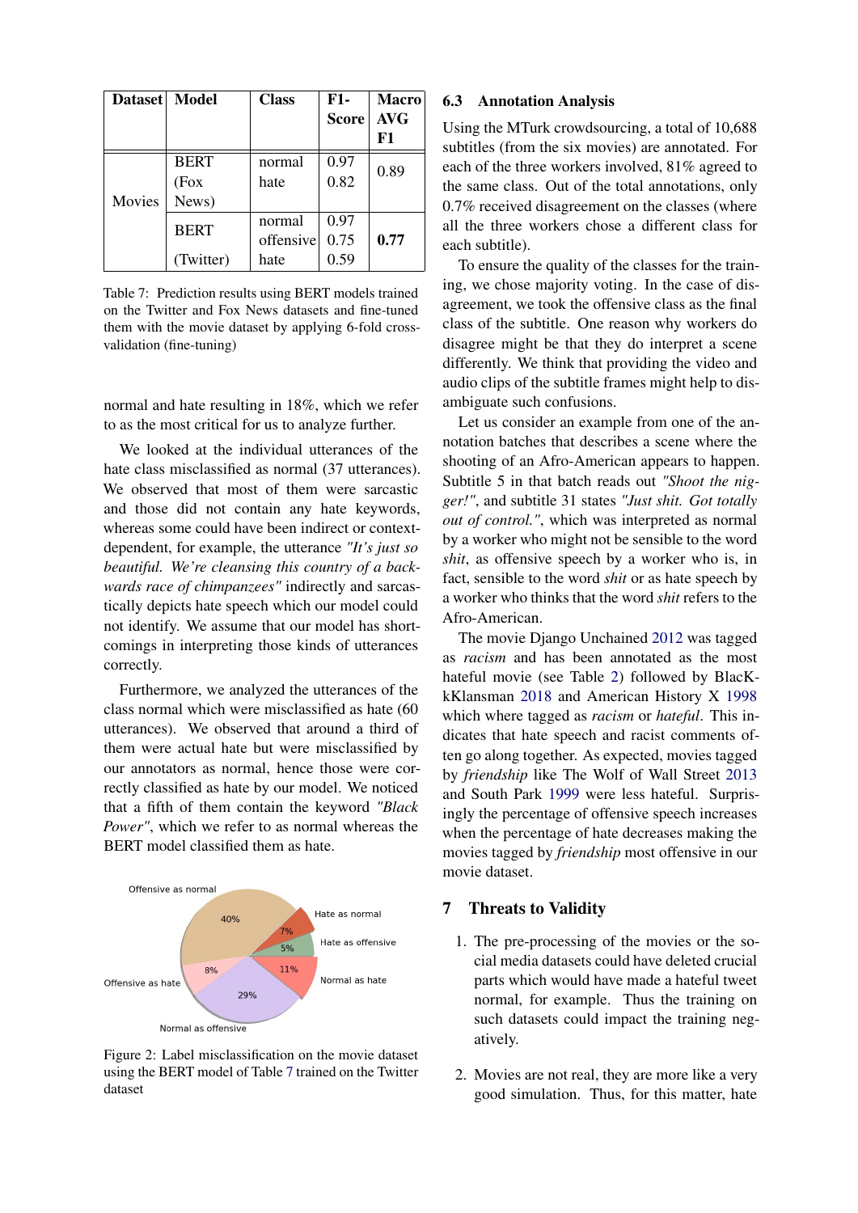| Dataset | Model | Class | F1-Score | Macro AVG F1 |
|---|---|---|---|---|
| Movies | BERT (Fox News) | normal | 0.97 | 0.89 |
| | | hate | 0.82 | |
| | BERT (Twitter) | normal | 0.97 | **0.77** |
| | | offensive | 0.75 | |
| | | hate | 0.59 | |

Table 7: Prediction results using BERT models trained on the Twitter and Fox News datasets and fine-tuned them with the movie dataset by applying 6-fold cross-validation (fine-tuning)

normal and hate resulting in 18%, which we refer to as the most critical for us to analyze further.

We looked at the individual utterances of the hate class misclassified as normal (37 utterances). We observed that most of them were sarcastic and those did not contain any hate keywords, whereas some could have been indirect or context-dependent, for example, the utterance *"It's just so beautiful. We're cleansing this country of a backwards race of chimpanzees"* indirectly and sarcastically depicts hate speech which our model could not identify. We assume that our model has shortcomings in interpreting those kinds of utterances correctly.

Furthermore, we analyzed the utterances of the class normal which were misclassified as hate (60 utterances). We observed that around a third of them were actual hate but were misclassified by our annotators as normal, hence those were correctly classified as hate by our model. We noticed that a fifth of them contain the keyword *"Black Power"*, which we refer to as normal whereas the BERT model classified them as hate.

Figure 2: Label misclassification on the movie dataset using the BERT model of Table 7 trained on the Twitter dataset

### 6.3 Annotation Analysis

Using the MTurk crowdsourcing, a total of 10,688 subtitles (from the six movies) are annotated. For each of the three workers involved, 81% agreed to the same class. Out of the total annotations, only 0.7% received disagreement on the classes (where all the three workers chose a different class for each subtitle).

To ensure the quality of the classes for the training, we chose majority voting. In the case of disagreement, we took the offensive class as the final class of the subtitle. One reason why workers do disagree might be that they do interpret a scene differently. We think that providing the video and audio clips of the subtitle frames might help to disambiguate such confusions.

Let us consider an example from one of the annotation batches that describes a scene where the shooting of an Afro-American appears to happen. Subtitle 5 in that batch reads out *"Shoot the nigger!"*, and subtitle 31 states *"Just shit. Got totally out of control."*, which was interpreted as normal by a worker who might not be sensible to the word *shit*, as offensive speech by a worker who is, in fact, sensible to the word *shit* or as hate speech by a worker who thinks that the word *shit* refers to the Afro-American.

The movie Django Unchained 2012 was tagged as *racism* and has been annotated as the most hateful movie (see Table 2) followed by BlacKkKlansman 2018 and American History X 1998 which where tagged as *racism* or *hateful*. This indicates that hate speech and racist comments often go along together. As expected, movies tagged by *friendship* like The Wolf of Wall Street 2013 and South Park 1999 were less hateful. Surprisingly the percentage of offensive speech increases when the percentage of hate decreases making the movies tagged by *friendship* most offensive in our movie dataset.

## 7 Threats to Validity

1. The pre-processing of the movies or the social media datasets could have deleted crucial parts which would have made a hateful tweet normal, for example. Thus the training on such datasets could impact the training negatively.

2. Movies are not real, they are more like a very good simulation. Thus, for this matter, hate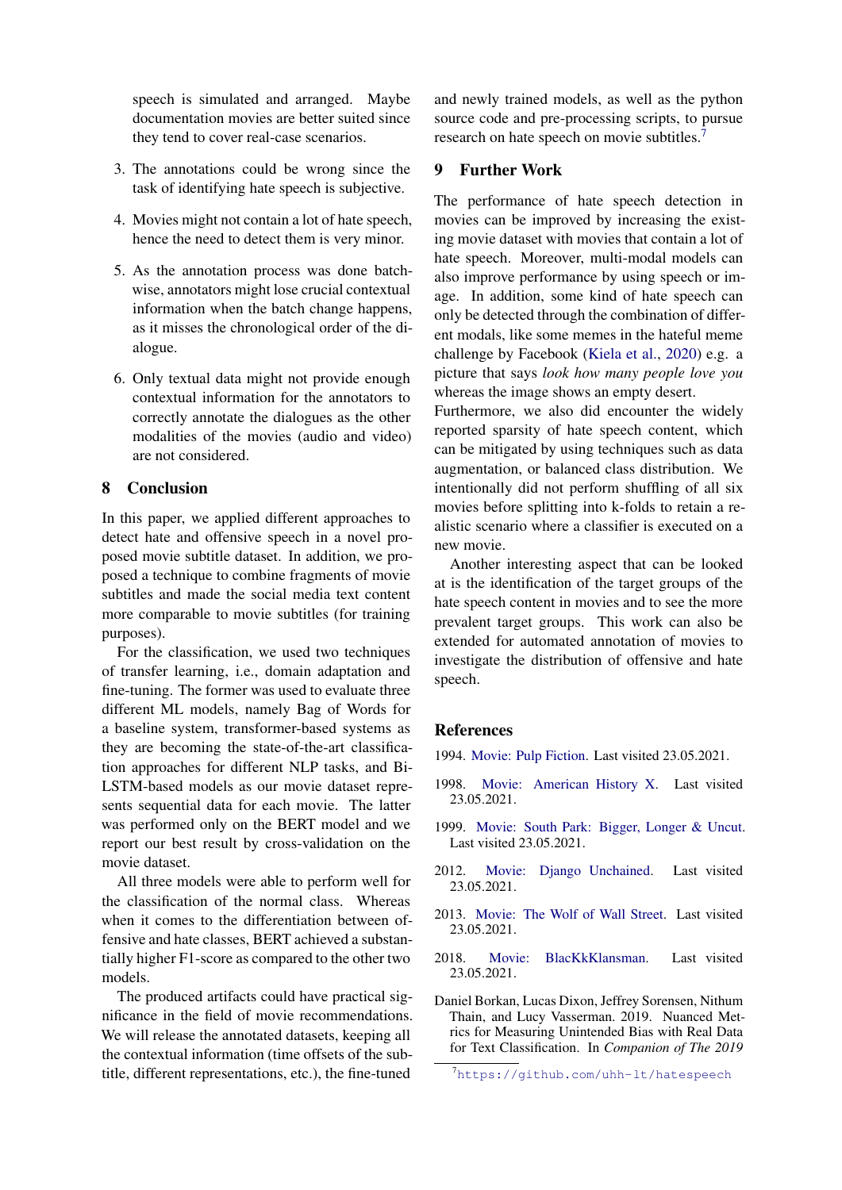speech is simulated and arranged. Maybe documentation movies are better suited since they tend to cover real-case scenarios.

3. The annotations could be wrong since the task of identifying hate speech is subjective.

4. Movies might not contain a lot of hate speech, hence the need to detect them is very minor.

5. As the annotation process was done batch-wise, annotators might lose crucial contextual information when the batch change happens, as it misses the chronological order of the dialogue.

6. Only textual data might not provide enough contextual information for the annotators to correctly annotate the dialogues as the other modalities of the movies (audio and video) are not considered.

## 8 Conclusion

In this paper, we applied different approaches to detect hate and offensive speech in a novel proposed movie subtitle dataset. In addition, we proposed a technique to combine fragments of movie subtitles and made the social media text content more comparable to movie subtitles (for training purposes).

For the classification, we used two techniques of transfer learning, i.e., domain adaptation and fine-tuning. The former was used to evaluate three different ML models, namely Bag of Words for a baseline system, transformer-based systems as they are becoming the state-of-the-art classification approaches for different NLP tasks, and Bi-LSTM-based models as our movie dataset represents sequential data for each movie. The latter was performed only on the BERT model and we report our best result by cross-validation on the movie dataset.

All three models were able to perform well for the classification of the normal class. Whereas when it comes to the differentiation between offensive and hate classes, BERT achieved a substantially higher F1-score as compared to the other two models.

The produced artifacts could have practical significance in the field of movie recommendations. We will release the annotated datasets, keeping all the contextual information (time offsets of the subtitle, different representations, etc.), the fine-tuned and newly trained models, as well as the python source code and pre-processing scripts, to pursue research on hate speech on movie subtitles.[7]

## 9 Further Work

The performance of hate speech detection in movies can be improved by increasing the existing movie dataset with movies that contain a lot of hate speech. Moreover, multi-modal models can also improve performance by using speech or image. In addition, some kind of hate speech can only be detected through the combination of different modals, like some memes in the hateful meme challenge by Facebook (Kiela et al., 2020) e.g. a picture that says *look how many people love you* whereas the image shows an empty desert.
Furthermore, we also did encounter the widely reported sparsity of hate speech content, which can be mitigated by using techniques such as data augmentation, or balanced class distribution. We intentionally did not perform shuffling of all six movies before splitting into k-folds to retain a realistic scenario where a classifier is executed on a new movie.

Another interesting aspect that can be looked at is the identification of the target groups of the hate speech content in movies and to see the more prevalent target groups. This work can also be extended for automated annotation of movies to investigate the distribution of offensive and hate speech.

## References

1994. Movie: Pulp Fiction. Last visited 23.05.2021.

1998. Movie: American History X. Last visited 23.05.2021.

1999. Movie: South Park: Bigger, Longer & Uncut. Last visited 23.05.2021.

2012. Movie: Django Unchained. Last visited 23.05.2021.

2013. Movie: The Wolf of Wall Street. Last visited 23.05.2021.

2018. Movie: BlacKkKlansman. Last visited 23.05.2021.

Daniel Borkan, Lucas Dixon, Jeffrey Sorensen, Nithum Thain, and Lucy Vasserman. 2019. Nuanced Metrics for Measuring Unintended Bias with Real Data for Text Classification. In *Companion of The 2019*

[7] https://github.com/uhh-lt/hatespeech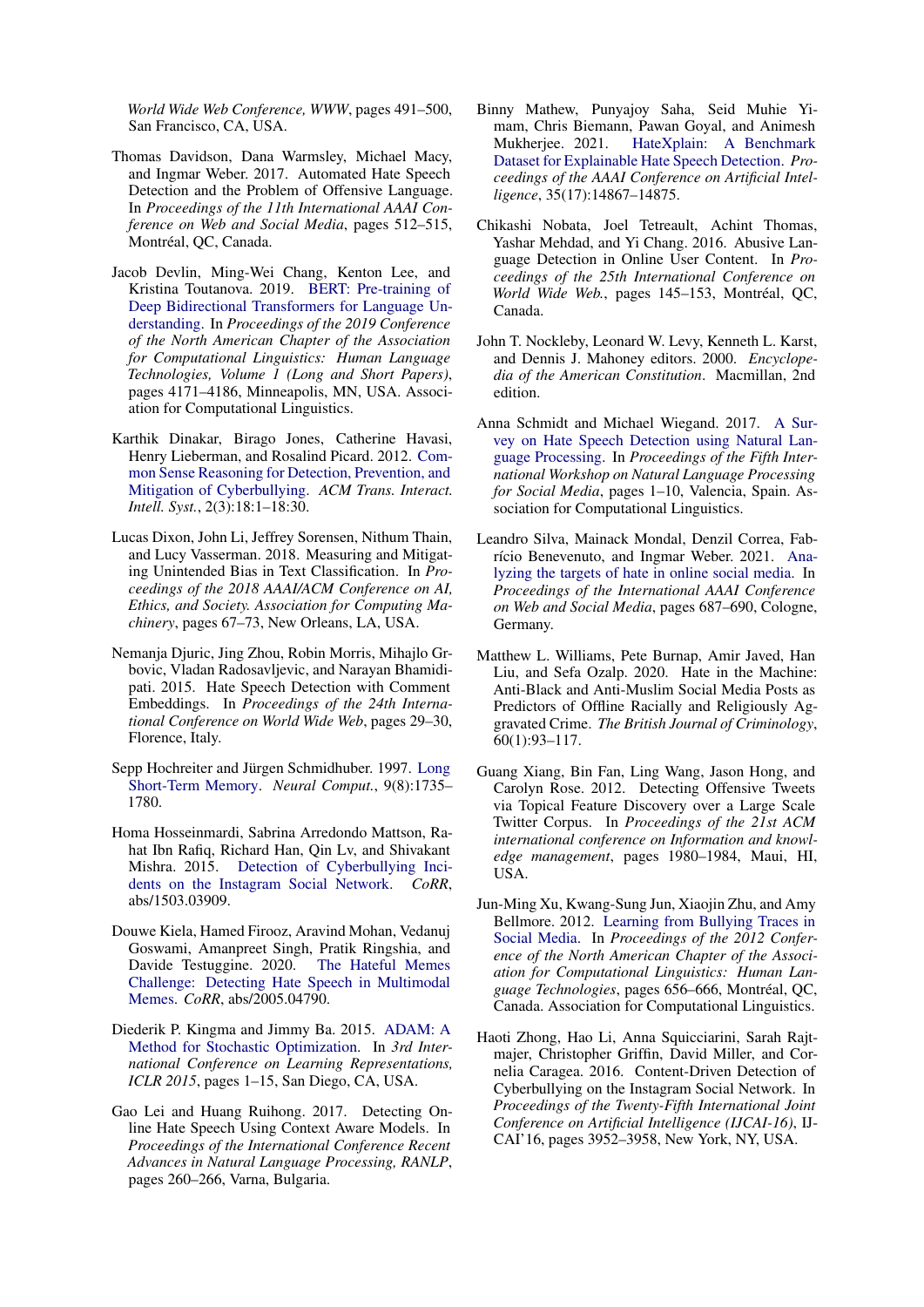World Wide Web Conference, WWW*, pages 491–500, San Francisco, CA, USA.

Thomas Davidson, Dana Warmsley, Michael Macy, and Ingmar Weber. 2017. Automated Hate Speech Detection and the Problem of Offensive Language. In *Proceedings of the 11th International AAAI Conference on Web and Social Media*, pages 512–515, Montréal, QC, Canada.

Jacob Devlin, Ming-Wei Chang, Kenton Lee, and Kristina Toutanova. 2019. BERT: Pre-training of Deep Bidirectional Transformers for Language Understanding. In *Proceedings of the 2019 Conference of the North American Chapter of the Association for Computational Linguistics: Human Language Technologies, Volume 1 (Long and Short Papers)*, pages 4171–4186, Minneapolis, MN, USA. Association for Computational Linguistics.

Karthik Dinakar, Birago Jones, Catherine Havasi, Henry Lieberman, and Rosalind Picard. 2012. Common Sense Reasoning for Detection, Prevention, and Mitigation of Cyberbullying. *ACM Trans. Interact. Intell. Syst.*, 2(3):18:1–18:30.

Lucas Dixon, John Li, Jeffrey Sorensen, Nithum Thain, and Lucy Vasserman. 2018. Measuring and Mitigating Unintended Bias in Text Classification. In *Proceedings of the 2018 AAAI/ACM Conference on AI, Ethics, and Society. Association for Computing Machinery*, pages 67–73, New Orleans, LA, USA.

Nemanja Djuric, Jing Zhou, Robin Morris, Mihajlo Grbovic, Vladan Radosavljevic, and Narayan Bhamidipati. 2015. Hate Speech Detection with Comment Embeddings. In *Proceedings of the 24th International Conference on World Wide Web*, pages 29–30, Florence, Italy.

Sepp Hochreiter and Jürgen Schmidhuber. 1997. Long Short-Term Memory. *Neural Comput.*, 9(8):1735–1780.

Homa Hosseinmardi, Sabrina Arredondo Mattson, Rahat Ibn Rafiq, Richard Han, Qin Lv, and Shivakant Mishra. 2015. Detection of Cyberbullying Incidents on the Instagram Social Network. *CoRR*, abs/1503.03909.

Douwe Kiela, Hamed Firooz, Aravind Mohan, Vedanuj Goswami, Amanpreet Singh, Pratik Ringshia, and Davide Testuggine. 2020. The Hateful Memes Challenge: Detecting Hate Speech in Multimodal Memes. *CoRR*, abs/2005.04790.

Diederik P. Kingma and Jimmy Ba. 2015. ADAM: A Method for Stochastic Optimization. In *3rd International Conference on Learning Representations, ICLR 2015*, pages 1–15, San Diego, CA, USA.

Gao Lei and Huang Ruihong. 2017. Detecting Online Hate Speech Using Context Aware Models. In *Proceedings of the International Conference Recent Advances in Natural Language Processing, RANLP*, pages 260–266, Varna, Bulgaria.

Binny Mathew, Punyajoy Saha, Seid Muhie Yimam, Chris Biemann, Pawan Goyal, and Animesh Mukherjee. 2021. HateXplain: A Benchmark Dataset for Explainable Hate Speech Detection. *Proceedings of the AAAI Conference on Artificial Intelligence*, 35(17):14867–14875.

Chikashi Nobata, Joel Tetreault, Achint Thomas, Yashar Mehdad, and Yi Chang. 2016. Abusive Language Detection in Online User Content. In *Proceedings of the 25th International Conference on World Wide Web.*, pages 145–153, Montréal, QC, Canada.

John T. Nockleby, Leonard W. Levy, Kenneth L. Karst, and Dennis J. Mahoney editors. 2000. *Encyclopedia of the American Constitution*. Macmillan, 2nd edition.

Anna Schmidt and Michael Wiegand. 2017. A Survey on Hate Speech Detection using Natural Language Processing. In *Proceedings of the Fifth International Workshop on Natural Language Processing for Social Media*, pages 1–10, Valencia, Spain. Association for Computational Linguistics.

Leandro Silva, Mainack Mondal, Denzil Correa, Fabrício Benevenuto, and Ingmar Weber. 2021. Analyzing the targets of hate in online social media. In *Proceedings of the International AAAI Conference on Web and Social Media*, pages 687–690, Cologne, Germany.

Matthew L. Williams, Pete Burnap, Amir Javed, Han Liu, and Sefa Ozalp. 2020. Hate in the Machine: Anti-Black and Anti-Muslim Social Media Posts as Predictors of Offline Racially and Religiously Aggravated Crime. *The British Journal of Criminology*, 60(1):93–117.

Guang Xiang, Bin Fan, Ling Wang, Jason Hong, and Carolyn Rose. 2012. Detecting Offensive Tweets via Topical Feature Discovery over a Large Scale Twitter Corpus. In *Proceedings of the 21st ACM international conference on Information and knowledge management*, pages 1980–1984, Maui, HI, USA.

Jun-Ming Xu, Kwang-Sung Jun, Xiaojin Zhu, and Amy Bellmore. 2012. Learning from Bullying Traces in Social Media. In *Proceedings of the 2012 Conference of the North American Chapter of the Association for Computational Linguistics: Human Language Technologies*, pages 656–666, Montréal, QC, Canada. Association for Computational Linguistics.

Haoti Zhong, Hao Li, Anna Squicciarini, Sarah Rajtmajer, Christopher Griffin, David Miller, and Cornelia Caragea. 2016. Content-Driven Detection of Cyberbullying on the Instagram Social Network. In *Proceedings of the Twenty-Fifth International Joint Conference on Artificial Intelligence (IJCAI-16)*, IJCAI'16, pages 3952–3958, New York, NY, USA.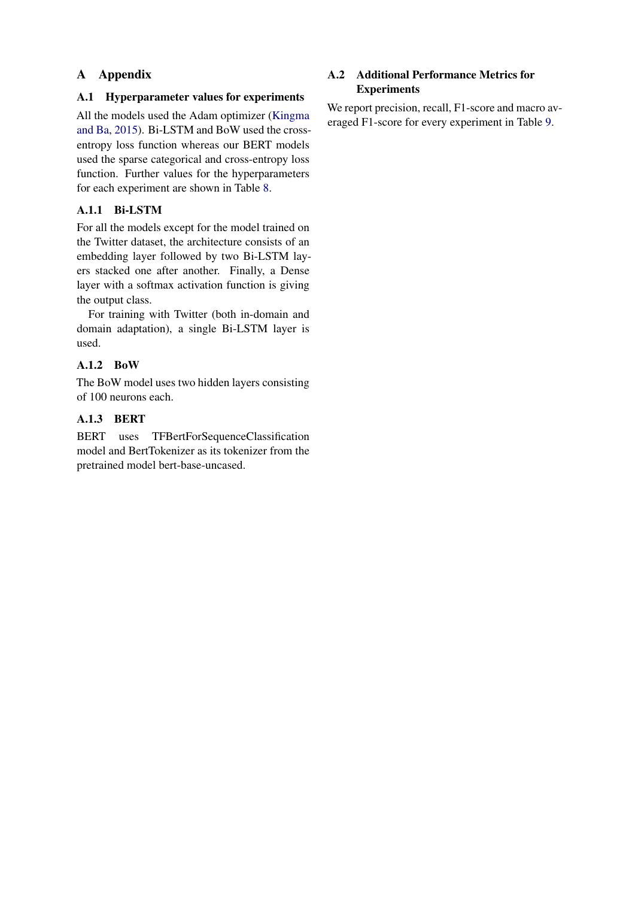# A Appendix

## A.1 Hyperparameter values for experiments

All the models used the Adam optimizer (Kingma and Ba, 2015). Bi-LSTM and BoW used the cross-entropy loss function whereas our BERT models used the sparse categorical and cross-entropy loss function. Further values for the hyperparameters for each experiment are shown in Table 8.

### A.1.1 Bi-LSTM

For all the models except for the model trained on the Twitter dataset, the architecture consists of an embedding layer followed by two Bi-LSTM layers stacked one after another. Finally, a Dense layer with a softmax activation function is giving the output class.

For training with Twitter (both in-domain and domain adaptation), a single Bi-LSTM layer is used.

### A.1.2 BoW

The BoW model uses two hidden layers consisting of 100 neurons each.

### A.1.3 BERT

BERT uses TFBertForSequenceClassification model and BertTokenizer as its tokenizer from the pretrained model bert-base-uncased.

## A.2 Additional Performance Metrics for Experiments

We report precision, recall, F1-score and macro averaged F1-score for every experiment in Table 9.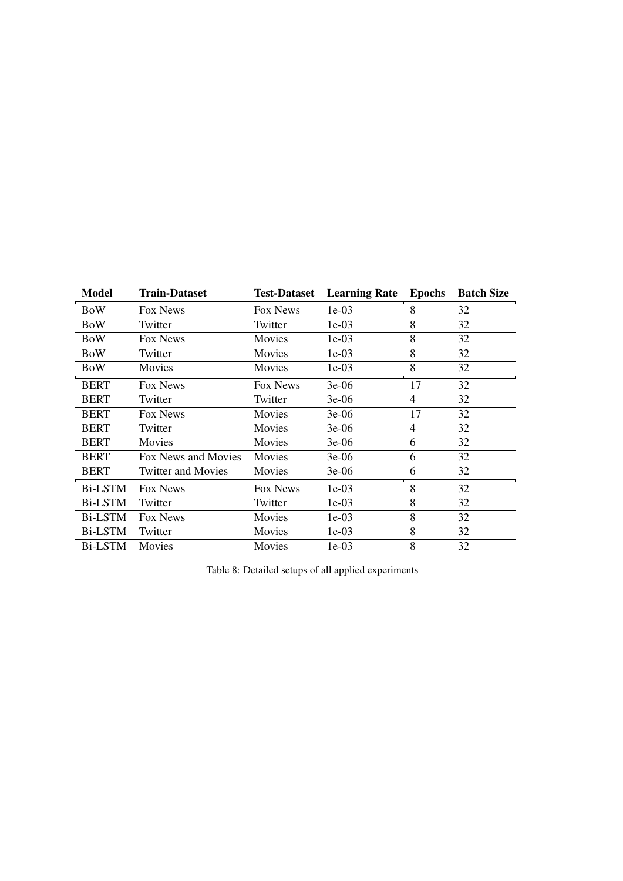| Model | Train-Dataset | Test-Dataset | Learning Rate | Epochs | Batch Size |
|---|---|---|---|---|---|
| BoW | Fox News | Fox News | 1e-03 | 8 | 32 |
| BoW | Twitter | Twitter | 1e-03 | 8 | 32 |
| BoW | Fox News | Movies | 1e-03 | 8 | 32 |
| BoW | Twitter | Movies | 1e-03 | 8 | 32 |
| BoW | Movies | Movies | 1e-03 | 8 | 32 |
| BERT | Fox News | Fox News | 3e-06 | 17 | 32 |
| BERT | Twitter | Twitter | 3e-06 | 4 | 32 |
| BERT | Fox News | Movies | 3e-06 | 17 | 32 |
| BERT | Twitter | Movies | 3e-06 | 4 | 32 |
| BERT | Movies | Movies | 3e-06 | 6 | 32 |
| BERT | Fox News and Movies | Movies | 3e-06 | 6 | 32 |
| BERT | Twitter and Movies | Movies | 3e-06 | 6 | 32 |
| Bi-LSTM | Fox News | Fox News | 1e-03 | 8 | 32 |
| Bi-LSTM | Twitter | Twitter | 1e-03 | 8 | 32 |
| Bi-LSTM | Fox News | Movies | 1e-03 | 8 | 32 |
| Bi-LSTM | Twitter | Movies | 1e-03 | 8 | 32 |
| Bi-LSTM | Movies | Movies | 1e-03 | 8 | 32 |

Table 8: Detailed setups of all applied experiments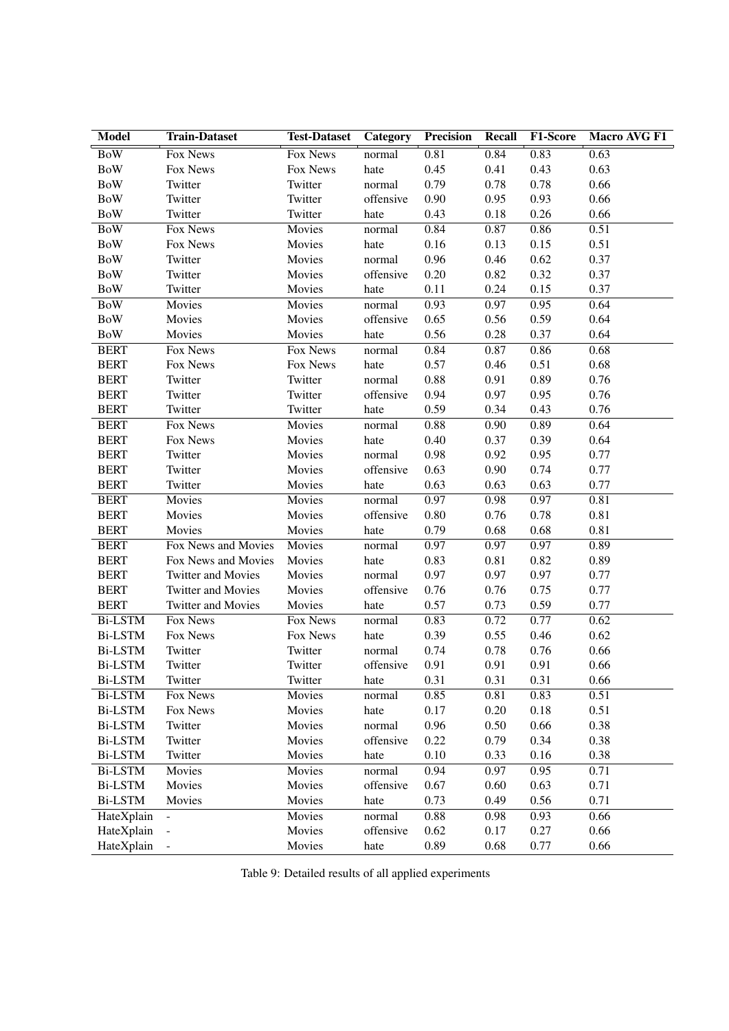| Model | Train-Dataset | Test-Dataset | Category | Precision | Recall | F1-Score | Macro AVG F1 |
|---|---|---|---|---|---|---|---|
| BoW | Fox News | Fox News | normal | 0.81 | 0.84 | 0.83 | 0.63 |
| BoW | Fox News | Fox News | hate | 0.45 | 0.41 | 0.43 | 0.63 |
| BoW | Twitter | Twitter | normal | 0.79 | 0.78 | 0.78 | 0.66 |
| BoW | Twitter | Twitter | offensive | 0.90 | 0.95 | 0.93 | 0.66 |
| BoW | Twitter | Twitter | hate | 0.43 | 0.18 | 0.26 | 0.66 |
| BoW | Fox News | Movies | normal | 0.84 | 0.87 | 0.86 | 0.51 |
| BoW | Fox News | Movies | hate | 0.16 | 0.13 | 0.15 | 0.51 |
| BoW | Twitter | Movies | normal | 0.96 | 0.46 | 0.62 | 0.37 |
| BoW | Twitter | Movies | offensive | 0.20 | 0.82 | 0.32 | 0.37 |
| BoW | Twitter | Movies | hate | 0.11 | 0.24 | 0.15 | 0.37 |
| BoW | Movies | Movies | normal | 0.93 | 0.97 | 0.95 | 0.64 |
| BoW | Movies | Movies | offensive | 0.65 | 0.56 | 0.59 | 0.64 |
| BoW | Movies | Movies | hate | 0.56 | 0.28 | 0.37 | 0.64 |
| BERT | Fox News | Fox News | normal | 0.84 | 0.87 | 0.86 | 0.68 |
| BERT | Fox News | Fox News | hate | 0.57 | 0.46 | 0.51 | 0.68 |
| BERT | Twitter | Twitter | normal | 0.88 | 0.91 | 0.89 | 0.76 |
| BERT | Twitter | Twitter | offensive | 0.94 | 0.97 | 0.95 | 0.76 |
| BERT | Twitter | Twitter | hate | 0.59 | 0.34 | 0.43 | 0.76 |
| BERT | Fox News | Movies | normal | 0.88 | 0.90 | 0.89 | 0.64 |
| BERT | Fox News | Movies | hate | 0.40 | 0.37 | 0.39 | 0.64 |
| BERT | Twitter | Movies | normal | 0.98 | 0.92 | 0.95 | 0.77 |
| BERT | Twitter | Movies | offensive | 0.63 | 0.90 | 0.74 | 0.77 |
| BERT | Twitter | Movies | hate | 0.63 | 0.63 | 0.63 | 0.77 |
| BERT | Movies | Movies | normal | 0.97 | 0.98 | 0.97 | 0.81 |
| BERT | Movies | Movies | offensive | 0.80 | 0.76 | 0.78 | 0.81 |
| BERT | Movies | Movies | hate | 0.79 | 0.68 | 0.68 | 0.81 |
| BERT | Fox News and Movies | Movies | normal | 0.97 | 0.97 | 0.97 | 0.89 |
| BERT | Fox News and Movies | Movies | hate | 0.83 | 0.81 | 0.82 | 0.89 |
| BERT | Twitter and Movies | Movies | normal | 0.97 | 0.97 | 0.97 | 0.77 |
| BERT | Twitter and Movies | Movies | offensive | 0.76 | 0.76 | 0.75 | 0.77 |
| BERT | Twitter and Movies | Movies | hate | 0.57 | 0.73 | 0.59 | 0.77 |
| Bi-LSTM | Fox News | Fox News | normal | 0.83 | 0.72 | 0.77 | 0.62 |
| Bi-LSTM | Fox News | Fox News | hate | 0.39 | 0.55 | 0.46 | 0.62 |
| Bi-LSTM | Twitter | Twitter | normal | 0.74 | 0.78 | 0.76 | 0.66 |
| Bi-LSTM | Twitter | Twitter | offensive | 0.91 | 0.91 | 0.91 | 0.66 |
| Bi-LSTM | Twitter | Twitter | hate | 0.31 | 0.31 | 0.31 | 0.66 |
| Bi-LSTM | Fox News | Movies | normal | 0.85 | 0.81 | 0.83 | 0.51 |
| Bi-LSTM | Fox News | Movies | hate | 0.17 | 0.20 | 0.18 | 0.51 |
| Bi-LSTM | Twitter | Movies | normal | 0.96 | 0.50 | 0.66 | 0.38 |
| Bi-LSTM | Twitter | Movies | offensive | 0.22 | 0.79 | 0.34 | 0.38 |
| Bi-LSTM | Twitter | Movies | hate | 0.10 | 0.33 | 0.16 | 0.38 |
| Bi-LSTM | Movies | Movies | normal | 0.94 | 0.97 | 0.95 | 0.71 |
| Bi-LSTM | Movies | Movies | offensive | 0.67 | 0.60 | 0.63 | 0.71 |
| Bi-LSTM | Movies | Movies | hate | 0.73 | 0.49 | 0.56 | 0.71 |
| HateXplain | - | Movies | normal | 0.88 | 0.98 | 0.93 | 0.66 |
| HateXplain | - | Movies | offensive | 0.62 | 0.17 | 0.27 | 0.66 |
| HateXplain | - | Movies | hate | 0.89 | 0.68 | 0.77 | 0.66 |

Table 9: Detailed results of all applied experiments